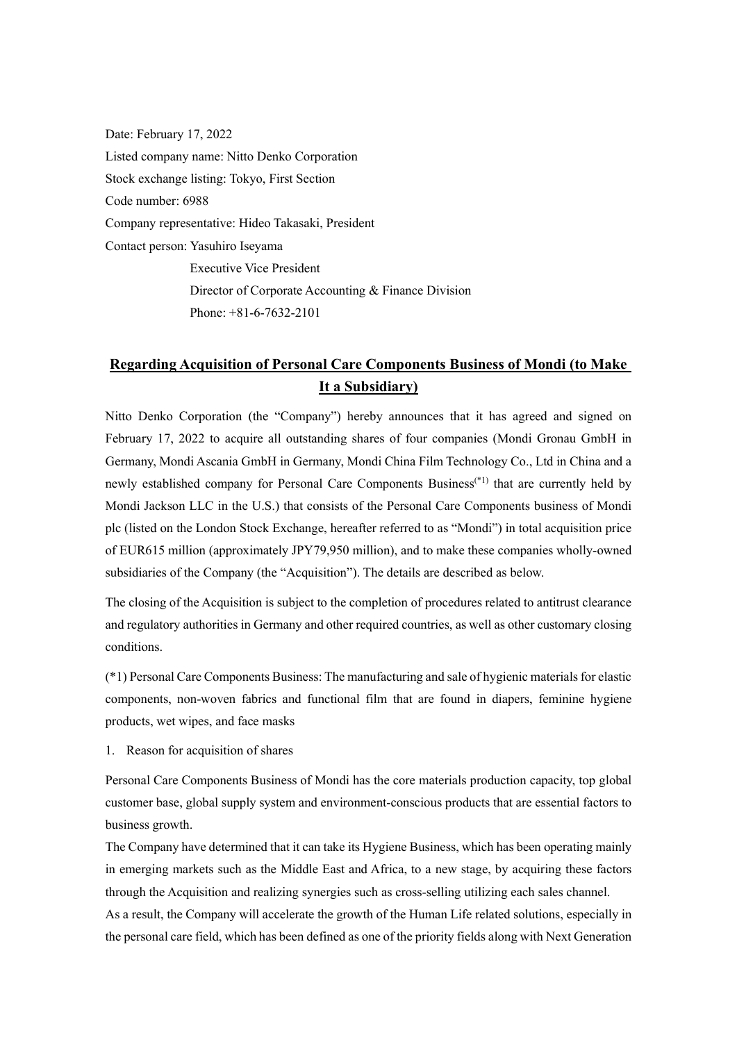Date: February 17, 2022

Listed company name: Nitto Denko Corporation

Stock exchange listing: Tokyo, First Section

Code number: 6988

Company representative: Hideo Takasaki, President

Contact person: Yasuhiro Iseyama

Executive Vice President

Director of Corporate Accounting & Finance Division

Phone: +81-6-7632-2101

## Regarding Acquisition of Personal Care Components Business of Mondi (to Make It a Subsidiary)

Nitto Denko Corporation (the "Company") hereby announces that it has agreed and signed on February 17, 2022 to acquire all outstanding shares of four companies (Mondi Gronau GmbH in Germany, Mondi Ascania GmbH in Germany, Mondi China Film Technology Co., Ltd in China and a newly established company for Personal Care Components Business(*1) that are currently held by Mondi Jackson LLC in the U.S.) that consists of the Personal Care Components business of Mondi plc (listed on the London Stock Exchange, hereafter referred to as "Mondi") in total acquisition price of EUR615 million (approximately JPY79,950 million), and to make these companies wholly-owned subsidiaries of the Company (the "Acquisition"). The details are described as below.

The closing of the Acquisition is subject to the completion of procedures related to antitrust clearance and regulatory authorities in Germany and other required countries, as well as other customary closing conditions.

(*1) Personal Care Components Business: The manufacturing and sale of hygienic materials for elastic components, non-woven fabrics and functional film that are found in diapers, feminine hygiene products, wet wipes, and face masks

1. Reason for acquisition of shares

Personal Care Components Business of Mondi has the core materials production capacity, top global customer base, global supply system and environment-conscious products that are essential factors to business growth.

The Company have determined that it can take its Hygiene Business, which has been operating mainly in emerging markets such as the Middle East and Africa, to a new stage, by acquiring these factors through the Acquisition and realizing synergies such as cross-selling utilizing each sales channel.

As a result, the Company will accelerate the growth of the Human Life related solutions, especially in the personal care field, which has been defined as one of the priority fields along with Next Generation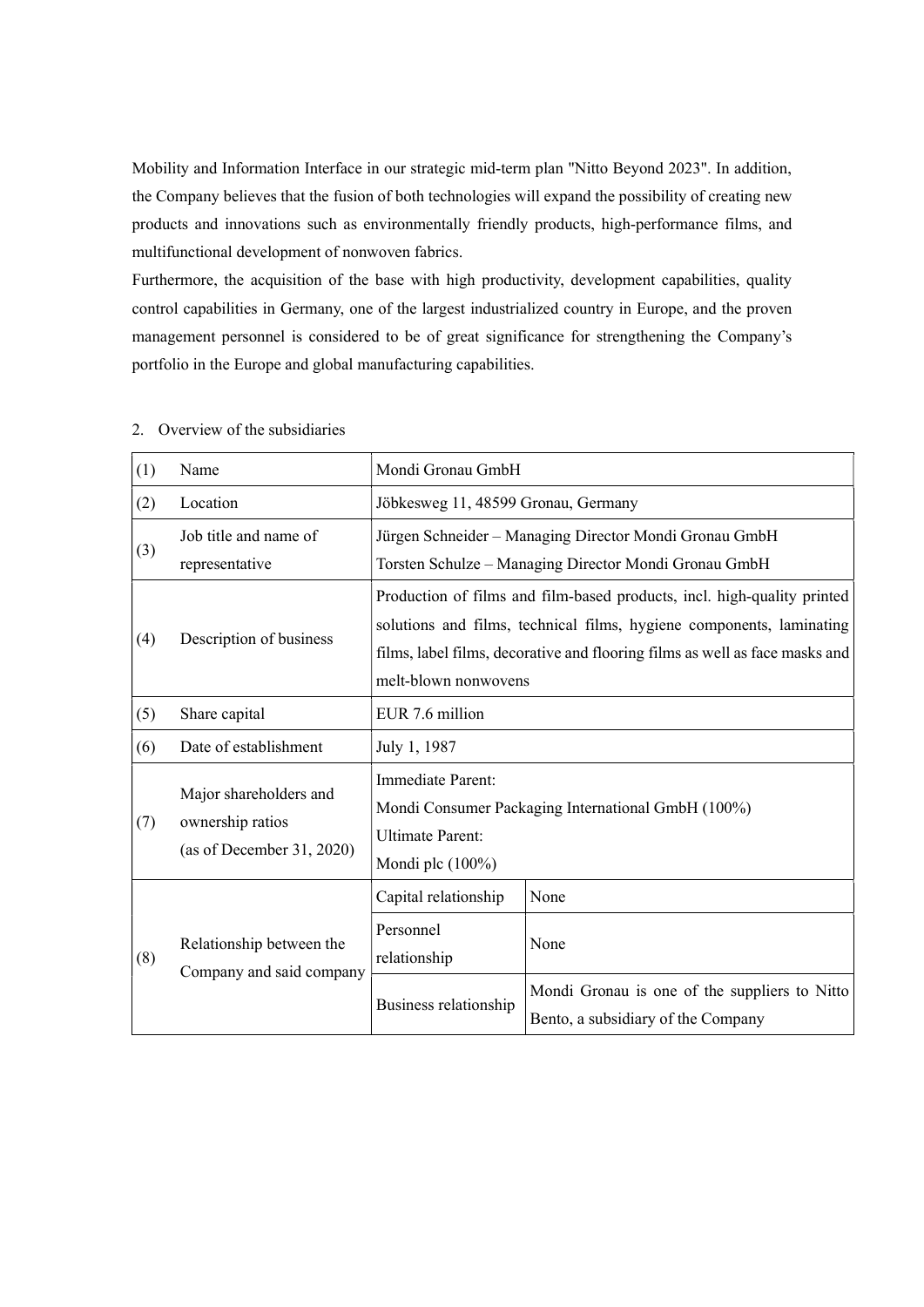Mobility and Information Interface in our strategic mid-term plan "Nitto Beyond 2023". In addition, the Company believes that the fusion of both technologies will expand the possibility of creating new products and innovations such as environmentally friendly products, high-performance films, and multifunctional development of nonwoven fabrics.

Furthermore, the acquisition of the base with high productivity, development capabilities, quality control capabilities in Germany, one of the largest industrialized country in Europe, and the proven management personnel is considered to be of great significance for strengthening the Company's portfolio in the Europe and global manufacturing capabilities.

2. Overview of the subsidiaries

| | | | |
|---|---|---|---|
| (1) | Name | Mondi Gronau GmbH | |
| (2) | Location | Jöbkesweg 11, 48599 Gronau, Germany | |
| (3) | Job title and name of representative | Jürgen Schneider – Managing Director Mondi Gronau GmbH<br>Torsten Schulze – Managing Director Mondi Gronau GmbH | |
| (4) | Description of business | Production of films and film-based products, incl. high-quality printed solutions and films, technical films, hygiene components, laminating films, label films, decorative and flooring films as well as face masks and melt-blown nonwovens | |
| (5) | Share capital | EUR 7.6 million | |
| (6) | Date of establishment | July 1, 1987 | |
| (7) | Major shareholders and ownership ratios (as of December 31, 2020) | Immediate Parent:<br>Mondi Consumer Packaging International GmbH (100%)<br>Ultimate Parent:<br>Mondi plc (100%) | |
| (8) | Relationship between the Company and said company | Capital relationship | None |
| | | Personnel relationship | None |
| | | Business relationship | Mondi Gronau is one of the suppliers to Nitto Bento, a subsidiary of the Company |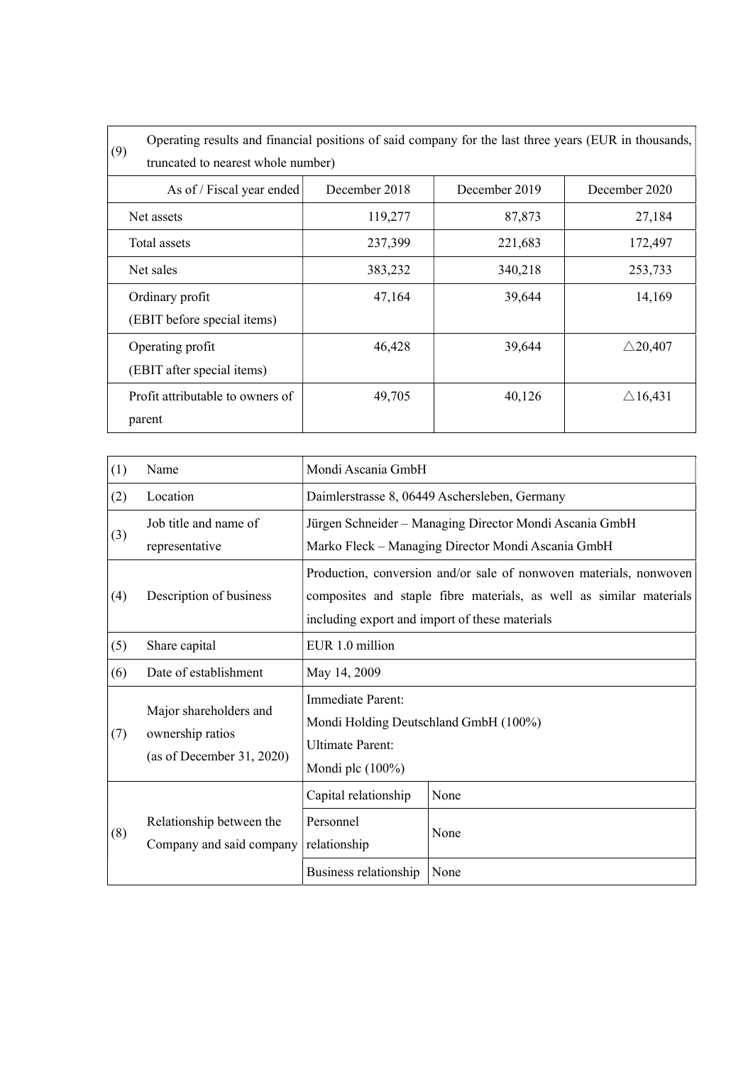| (9) Operating results and financial positions of said company for the last three years (EUR in thousands, truncated to nearest whole number) | | | |
|---|---|---|---|
| As of / Fiscal year ended | December 2018 | December 2019 | December 2020 |
| Net assets | 119,277 | 87,873 | 27,184 |
| Total assets | 237,399 | 221,683 | 172,497 |
| Net sales | 383,232 | 340,218 | 253,733 |
| Ordinary profit (EBIT before special items) | 47,164 | 39,644 | 14,169 |
| Operating profit (EBIT after special items) | 46,428 | 39,644 | △20,407 |
| Profit attributable to owners of parent | 49,705 | 40,126 | △16,431 |

| | | | |
|---|---|---|---|
| (1) | Name | Mondi Ascania GmbH | |
| (2) | Location | Daimlerstrasse 8, 06449 Aschersleben, Germany | |
| (3) | Job title and name of representative | Jürgen Schneider – Managing Director Mondi Ascania GmbH<br>Marko Fleck – Managing Director Mondi Ascania GmbH | |
| (4) | Description of business | Production, conversion and/or sale of nonwoven materials, nonwoven composites and staple fibre materials, as well as similar materials including export and import of these materials | |
| (5) | Share capital | EUR 1.0 million | |
| (6) | Date of establishment | May 14, 2009 | |
| (7) | Major shareholders and ownership ratios (as of December 31, 2020) | Immediate Parent:<br>Mondi Holding Deutschland GmbH (100%)<br>Ultimate Parent:<br>Mondi plc (100%) | |
| (8) | Relationship between the Company and said company | Capital relationship | None |
| | | Personnel relationship | None |
| | | Business relationship | None |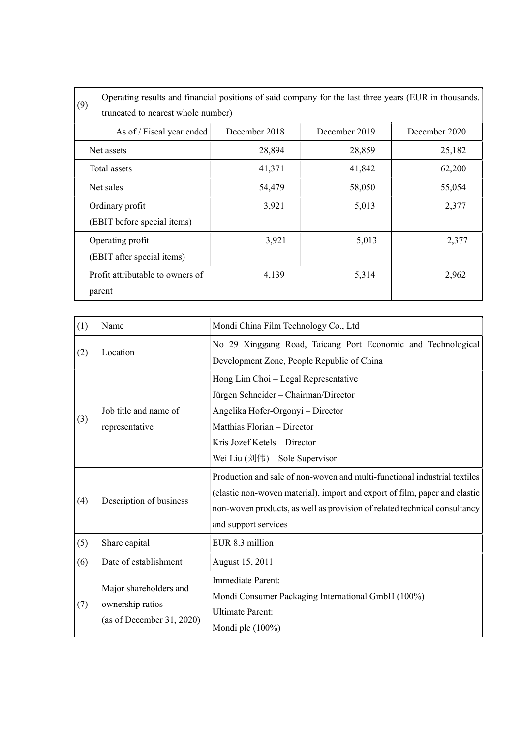| (9) Operating results and financial positions of said company for the last three years (EUR in thousands, truncated to nearest whole number) | | | |
|---|---|---|---|
| As of / Fiscal year ended | December 2018 | December 2019 | December 2020 |
| Net assets | 28,894 | 28,859 | 25,182 |
| Total assets | 41,371 | 41,842 | 62,200 |
| Net sales | 54,479 | 58,050 | 55,054 |
| Ordinary profit (EBIT before special items) | 3,921 | 5,013 | 2,377 |
| Operating profit (EBIT after special items) | 3,921 | 5,013 | 2,377 |
| Profit attributable to owners of parent | 4,139 | 5,314 | 2,962 |

| | | |
|---|---|---|
| (1) | Name | Mondi China Film Technology Co., Ltd |
| (2) | Location | No 29 Xinggang Road, Taicang Port Economic and Technological Development Zone, People Republic of China |
| (3) | Job title and name of representative | Hong Lim Choi – Legal Representative<br>Jürgen Schneider – Chairman/Director<br>Angelika Hofer-Orgonyi – Director<br>Matthias Florian – Director<br>Kris Jozef Ketels – Director<br>Wei Liu (刘伟) – Sole Supervisor |
| (4) | Description of business | Production and sale of non-woven and multi-functional industrial textiles (elastic non-woven material), import and export of film, paper and elastic non-woven products, as well as provision of related technical consultancy and support services |
| (5) | Share capital | EUR 8.3 million |
| (6) | Date of establishment | August 15, 2011 |
| (7) | Major shareholders and ownership ratios (as of December 31, 2020) | Immediate Parent:<br>Mondi Consumer Packaging International GmbH (100%)<br>Ultimate Parent:<br>Mondi plc (100%) |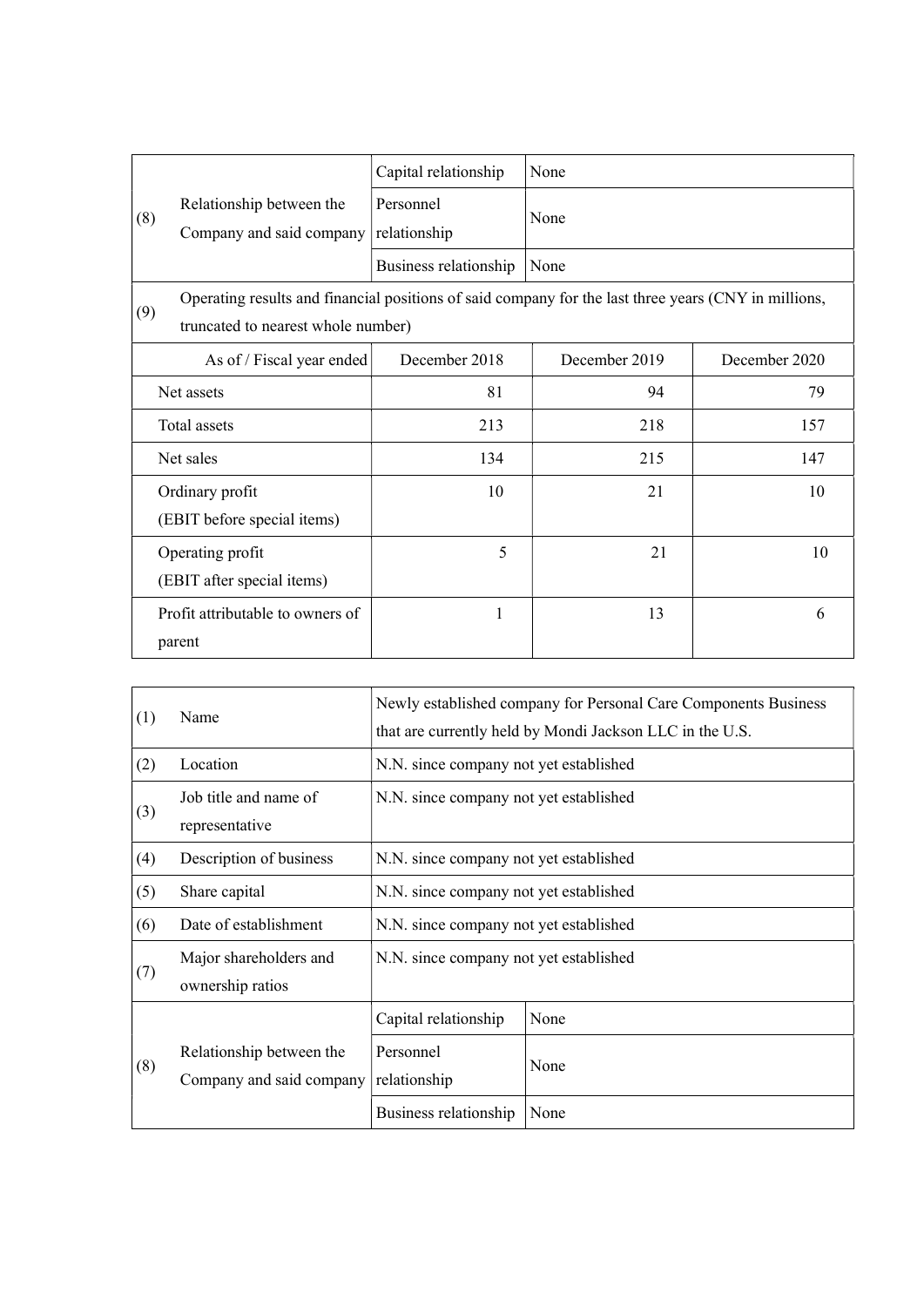| | | | | |
|---|---|---|---|---|
| (8) | Relationship between the Company and said company | Capital relationship | None | |
| | | Personnel relationship | None | |
| | | Business relationship | None | |
| (9) | Operating results and financial positions of said company for the last three years (CNY in millions, truncated to nearest whole number) | | | |

| As of / Fiscal year ended | December 2018 | December 2019 | December 2020 |
|---|---|---|---|
| Net assets | 81 | 94 | 79 |
| Total assets | 213 | 218 | 157 |
| Net sales | 134 | 215 | 147 |
| Ordinary profit (EBIT before special items) | 10 | 21 | 10 |
| Operating profit (EBIT after special items) | 5 | 21 | 10 |
| Profit attributable to owners of parent | 1 | 13 | 6 |

| | | | |
|---|---|---|---|
| (1) | Name | Newly established company for Personal Care Components Business that are currently held by Mondi Jackson LLC in the U.S. | |
| (2) | Location | N.N. since company not yet established | |
| (3) | Job title and name of representative | N.N. since company not yet established | |
| (4) | Description of business | N.N. since company not yet established | |
| (5) | Share capital | N.N. since company not yet established | |
| (6) | Date of establishment | N.N. since company not yet established | |
| (7) | Major shareholders and ownership ratios | N.N. since company not yet established | |
| (8) | Relationship between the Company and said company | Capital relationship | None |
| | | Personnel relationship | None |
| | | Business relationship | None |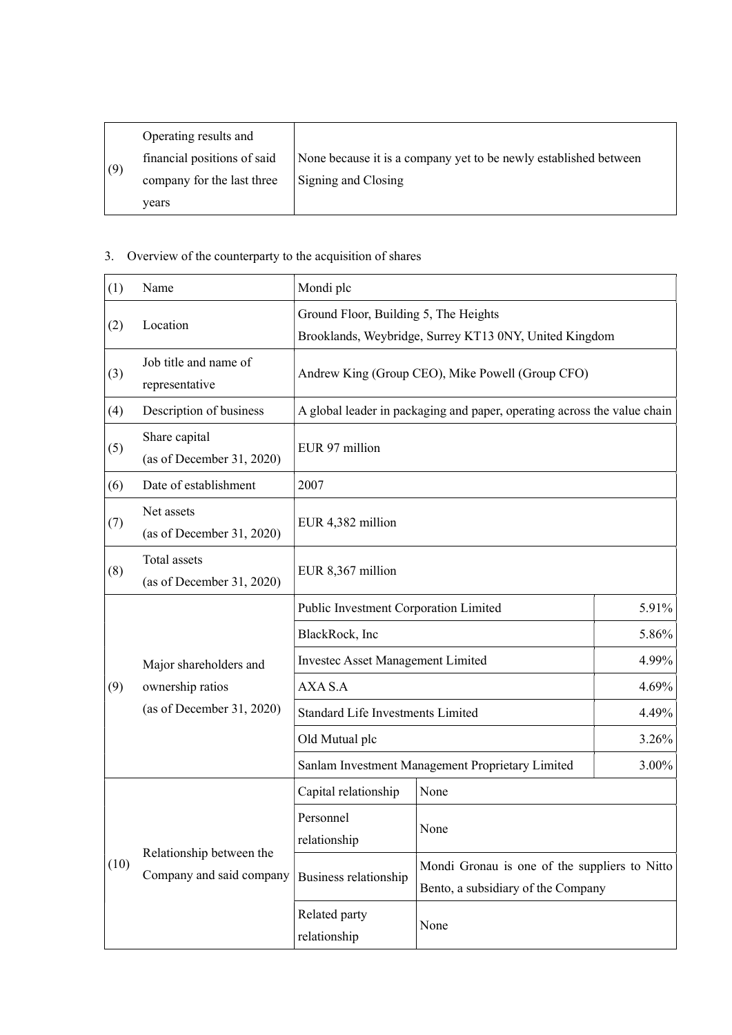| (9) | Operating results and financial positions of said company for the last three years | None because it is a company yet to be newly established between Signing and Closing |
|---|---|---|

3. Overview of the counterparty to the acquisition of shares

| (1) | Name | Mondi plc | | |
|---|---|---|---|---|
| (2) | Location | Ground Floor, Building 5, The Heights<br>Brooklands, Weybridge, Surrey KT13 0NY, United Kingdom | | |
| (3) | Job title and name of representative | Andrew King (Group CEO), Mike Powell (Group CFO) | | |
| (4) | Description of business | A global leader in packaging and paper, operating across the value chain | | |
| (5) | Share capital (as of December 31, 2020) | EUR 97 million | | |
| (6) | Date of establishment | 2007 | | |
| (7) | Net assets (as of December 31, 2020) | EUR 4,382 million | | |
| (8) | Total assets (as of December 31, 2020) | EUR 8,367 million | | |
| (9) | Major shareholders and ownership ratios (as of December 31, 2020) | Public Investment Corporation Limited | | 5.91% |
| | | BlackRock, Inc | | 5.86% |
| | | Investec Asset Management Limited | | 4.99% |
| | | AXA S.A | | 4.69% |
| | | Standard Life Investments Limited | | 4.49% |
| | | Old Mutual plc | | 3.26% |
| | | Sanlam Investment Management Proprietary Limited | | 3.00% |
| (10) | Relationship between the Company and said company | Capital relationship | None | |
| | | Personnel relationship | None | |
| | | Business relationship | Mondi Gronau is one of the suppliers to Nitto Bento, a subsidiary of the Company | |
| | | Related party relationship | None | |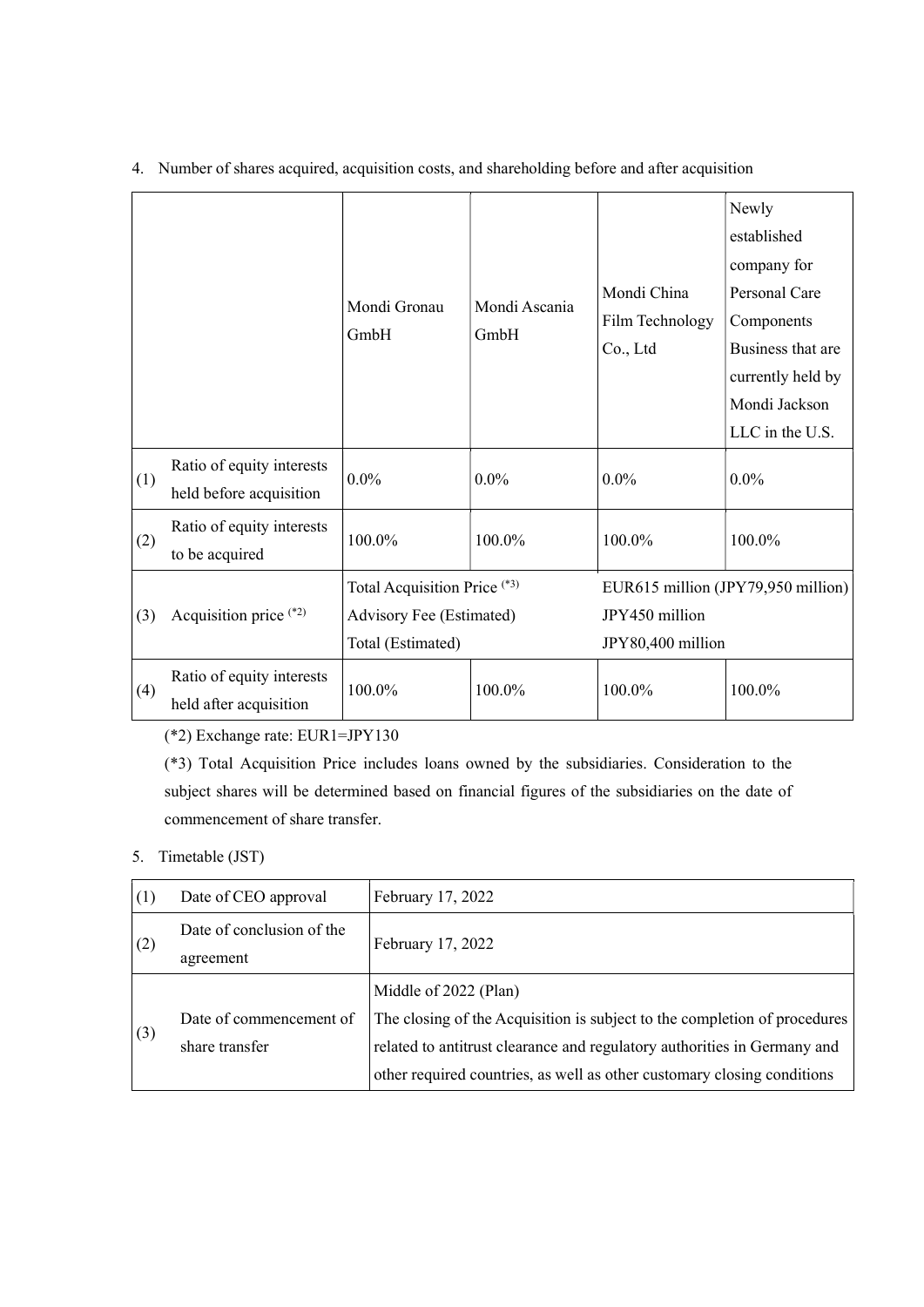4. Number of shares acquired, acquisition costs, and shareholding before and after acquisition

| | | Mondi Gronau GmbH | Mondi Ascania GmbH | Mondi China Film Technology Co., Ltd | Newly established company for Personal Care Components Business that are currently held by Mondi Jackson LLC in the U.S. |
|---|---|---|---|---|---|
| (1) | Ratio of equity interests held before acquisition | 0.0% | 0.0% | 0.0% | 0.0% |
| (2) | Ratio of equity interests to be acquired | 100.0% | 100.0% | 100.0% | 100.0% |
| (3) | Acquisition price (*2) | Total Acquisition Price (*3)<br>Advisory Fee (Estimated)<br>Total (Estimated) | | EUR615 million (JPY79,950 million)<br>JPY450 million<br>JPY80,400 million | |
| (4) | Ratio of equity interests held after acquisition | 100.0% | 100.0% | 100.0% | 100.0% |

(*2) Exchange rate: EUR1=JPY130

(*3) Total Acquisition Price includes loans owned by the subsidiaries. Consideration to the subject shares will be determined based on financial figures of the subsidiaries on the date of commencement of share transfer.

5. Timetable (JST)

| | | |
|---|---|---|
| (1) | Date of CEO approval | February 17, 2022 |
| (2) | Date of conclusion of the agreement | February 17, 2022 |
| (3) | Date of commencement of share transfer | Middle of 2022 (Plan)<br>The closing of the Acquisition is subject to the completion of procedures related to antitrust clearance and regulatory authorities in Germany and other required countries, as well as other customary closing conditions |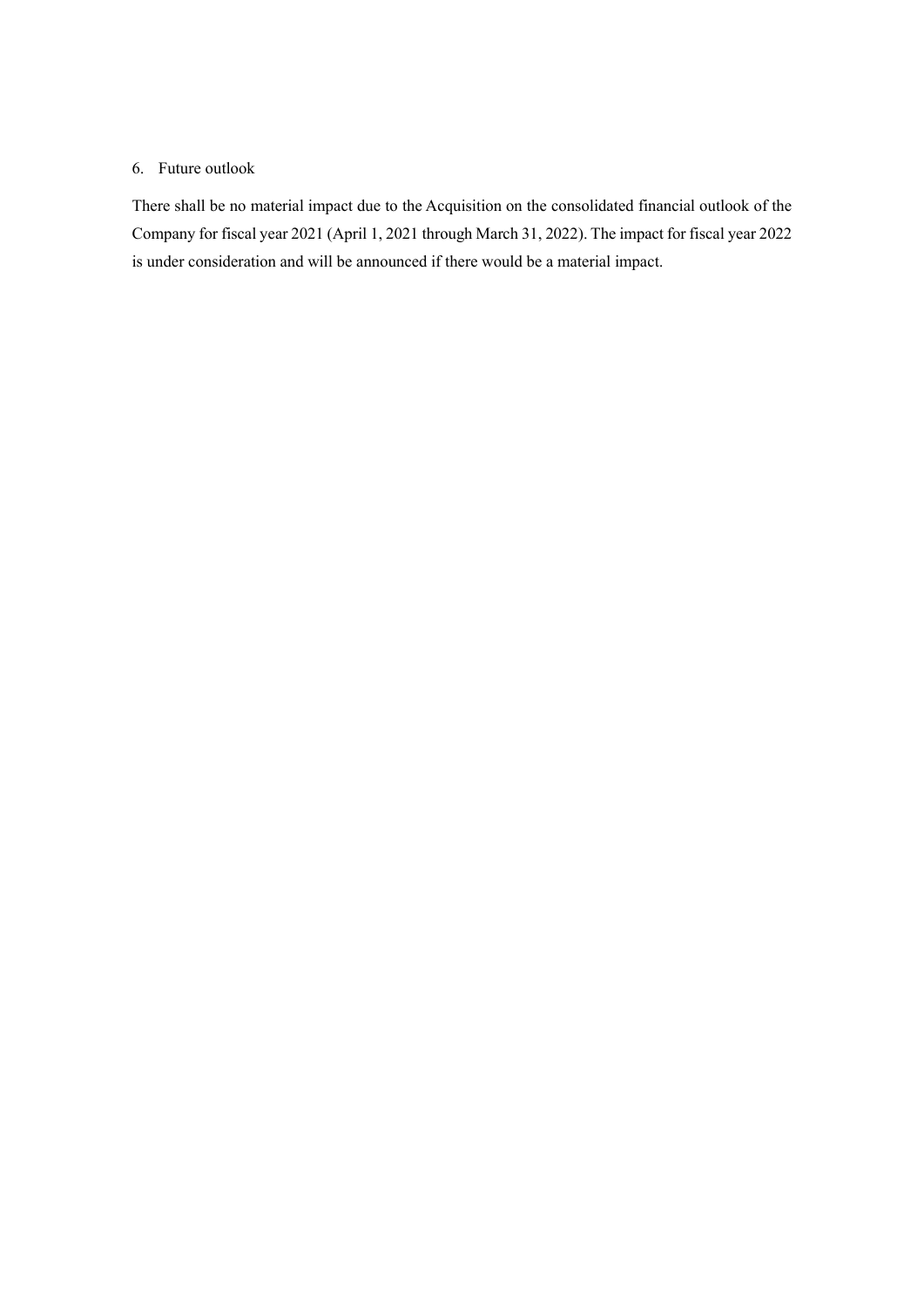## 6. Future outlook

There shall be no material impact due to the Acquisition on the consolidated financial outlook of the Company for fiscal year 2021 (April 1, 2021 through March 31, 2022). The impact for fiscal year 2022 is under consideration and will be announced if there would be a material impact.